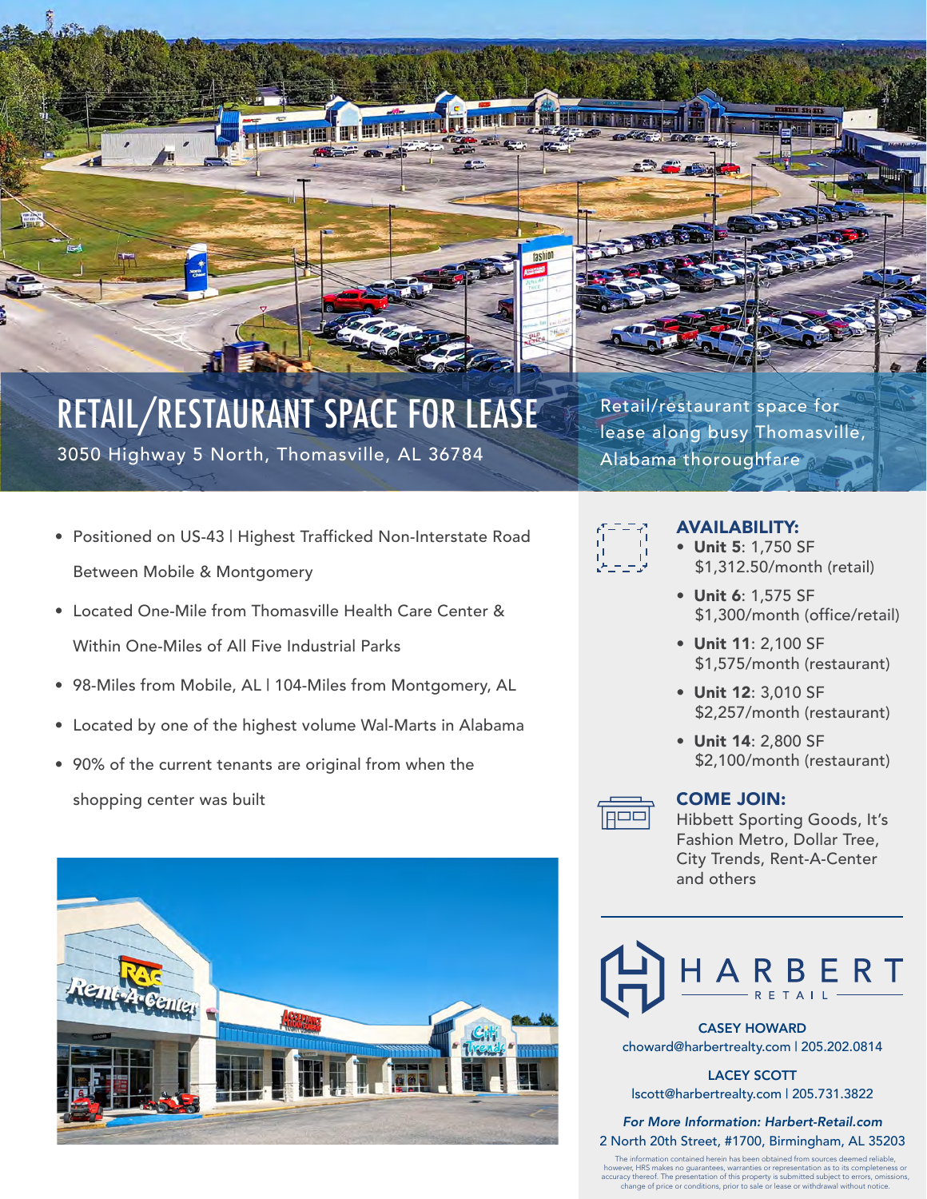# RETAIL/RESTAURANT SPACE FOR LEASE

3050 Highway 5 North, Thomasville, AL 36784

Retail/restaurant space for lease along busy Thomasville, Alabama thoroughfare

- Positioned on US-43 | Highest Trafficked Non-Interstate Road Between Mobile & Montgomery
- Located One-Mile from Thomasville Health Care Center & Within One-Miles of All Five Industrial Parks
- 98-Miles from Mobile, AL | 104-Miles from Montgomery, AL
- Located by one of the highest volume Wal-Marts in Alabama
- 90% of the current tenants are original from when the shopping center was built

## AVAILABILITY:

- **Unit 5**: 1,750 SF
  $1,312.50/month (retail)
- **Unit 6**: 1,575 SF
  $1,300/month (office/retail)
- **Unit 11**: 2,100 SF
  $1,575/month (restaurant)
- **Unit 12**: 3,010 SF
  $2,257/month (restaurant)
- **Unit 14**: 2,800 SF
  $2,100/month (restaurant)

## COME JOIN:

Hibbett Sporting Goods, It's Fashion Metro, Dollar Tree, City Trends, Rent-A-Center and others

HARBERT RETAIL

**CASEY HOWARD**
choward@harbertrealty.com | 205.202.0814

**LACEY SCOTT**
lscott@harbertrealty.com | 205.731.3822

*For More Information: Harbert-Retail.com*
2 North 20th Street, #1700, Birmingham, AL 35203

The information contained herein has been obtained from sources deemed reliable, however, HRS makes no guarantees, warranties or representation as to its completeness or accuracy thereof. The presentation of this property is submitted subject to errors, omissions, change of price or conditions, prior to sale or lease or withdrawal without notice.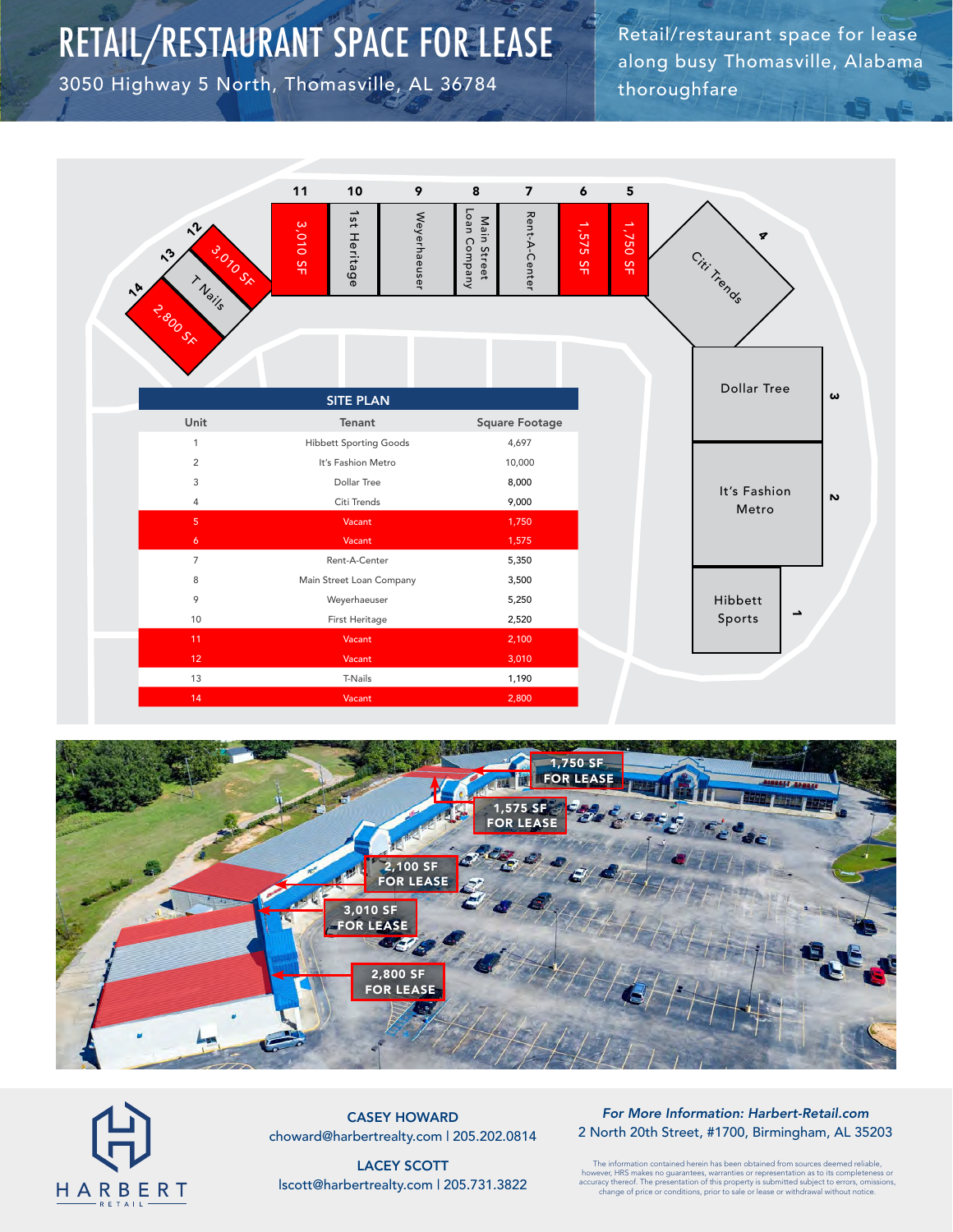# RETAIL/RESTAURANT SPACE FOR LEASE

3050 Highway 5 North, Thomasville, AL 36784

Retail/restaurant space for lease along busy Thomasville, Alabama thoroughfare

| SITE PLAN | | |
|---|---|---|
| Unit | Tenant | Square Footage |
| 1 | Hibbett Sporting Goods | 4,697 |
| 2 | It's Fashion Metro | 10,000 |
| 3 | Dollar Tree | 8,000 |
| 4 | Citi Trends | 9,000 |
| 5 | Vacant | 1,750 |
| 6 | Vacant | 1,575 |
| 7 | Rent-A-Center | 5,350 |
| 8 | Main Street Loan Company | 3,500 |
| 9 | Weyerhaeuser | 5,250 |
| 10 | First Heritage | 2,520 |
| 11 | Vacant | 2,100 |
| 12 | Vacant | 3,010 |
| 13 | T-Nails | 1,190 |
| 14 | Vacant | 2,800 |

**CASEY HOWARD**
choward@harbertrealty.com | 205.202.0814

**LACEY SCOTT**
lscott@harbertrealty.com | 205.731.3822

*For More Information: Harbert-Retail.com*
2 North 20th Street, #1700, Birmingham, AL 35203

The information contained herein has been obtained from sources deemed reliable, however, HRS makes no guarantees, warranties or representation as to its completeness or accuracy thereof. The presentation of this property is submitted subject to errors, omissions, change of price or conditions, prior to sale or lease or withdrawal without notice.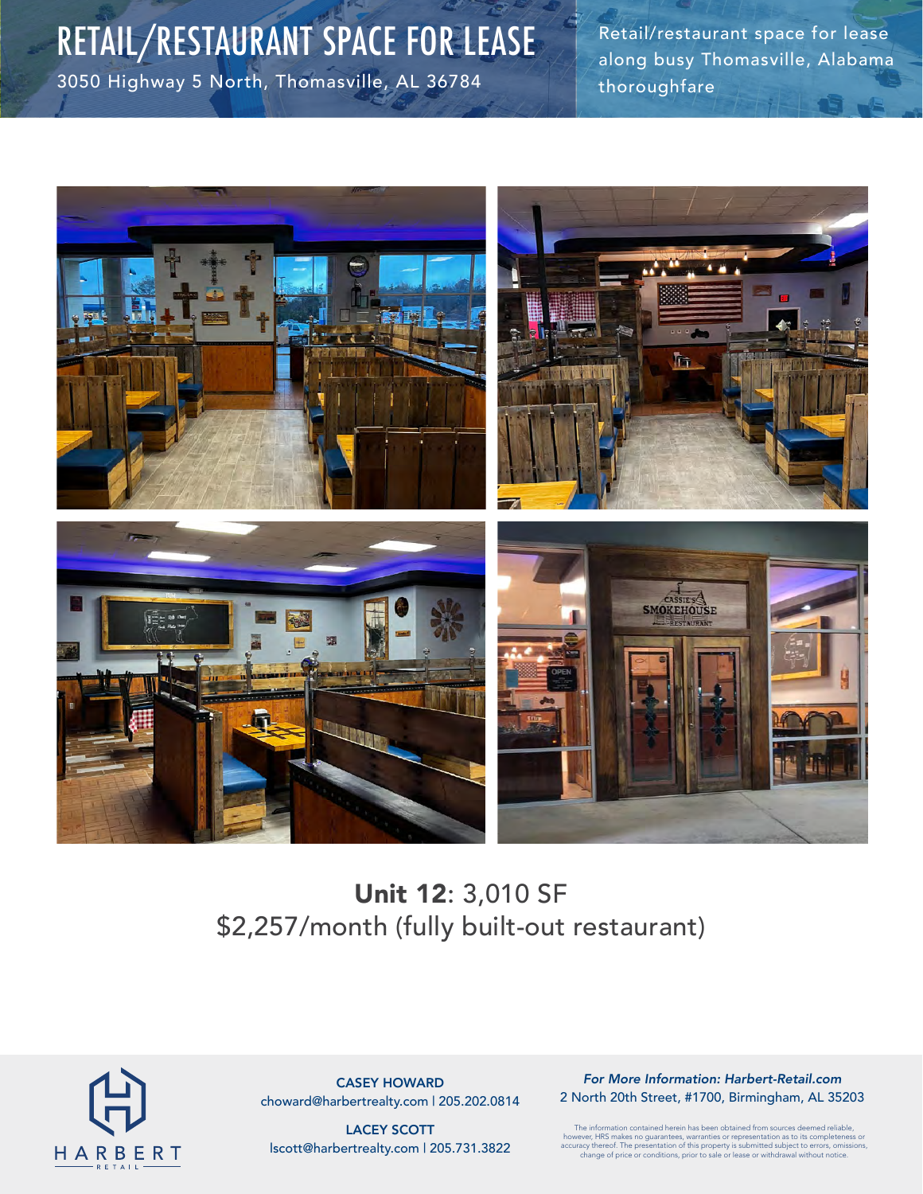# RETAIL/RESTAURANT SPACE FOR LEASE

3050 Highway 5 North, Thomasville, AL 36784

Retail/restaurant space for lease along busy Thomasville, Alabama thoroughfare

**Unit 12**: 3,010 SF
$2,257/month (fully built-out restaurant)

HARBERT RETAIL

**CASEY HOWARD**
choward@harbertrealty.com | 205.202.0814

**LACEY SCOTT**
lscott@harbertrealty.com | 205.731.3822

*For More Information: Harbert-Retail.com*
2 North 20th Street, #1700, Birmingham, AL 35203

The information contained herein has been obtained from sources deemed reliable, however, HRS makes no guarantees, warranties or representation as to its completeness or accuracy thereof. The presentation of this property is submitted subject to errors, omissions, change of price or conditions, prior to sale or lease or withdrawal without notice.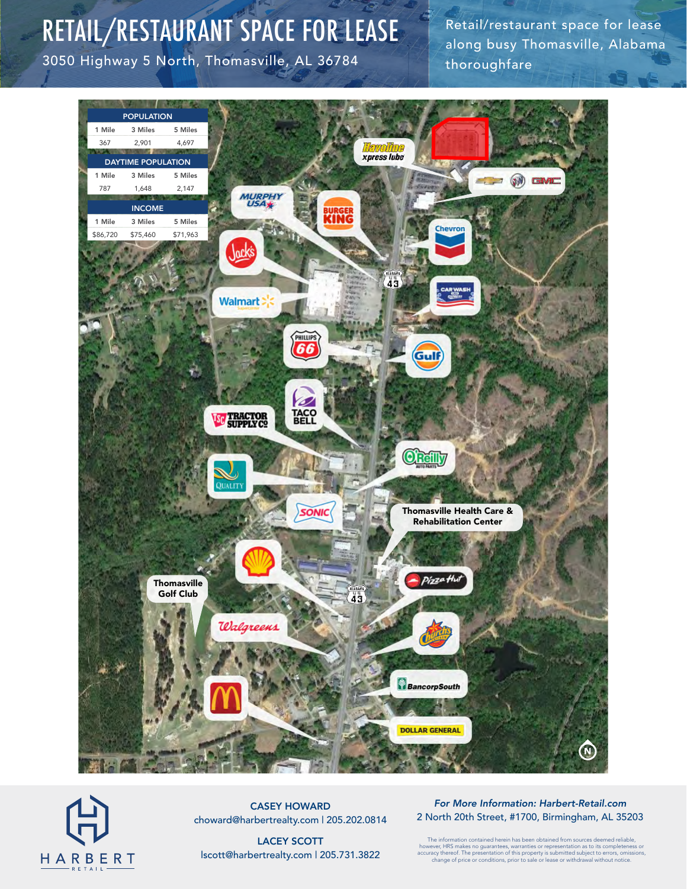# RETAIL/RESTAURANT SPACE FOR LEASE

3050 Highway 5 North, Thomasville, AL 36784

Retail/restaurant space for lease along busy Thomasville, Alabama thoroughfare

| POPULATION | | |
|---|---|---|
| 1 Mile | 3 Miles | 5 Miles |
| 367 | 2,901 | 4,697 |

| DAYTIME POPULATION | | |
|---|---|---|
| 1 Mile | 3 Miles | 5 Miles |
| 787 | 1,648 | 2,147 |

| INCOME | | |
|---|---|---|
| 1 Mile | 3 Miles | 5 Miles |
| $86,720 | $75,460 | $71,963 |

Havoline xpress lube

Murphy USA

Burger King

Chevron

Jack's

Walmart

Car Wash

Phillips 66

Gulf

Taco Bell

Tractor Supply Co

O'Reilly Auto Parts

Quality

Sonic

Thomasville Health Care & Rehabilitation Center

Shell

Thomasville Golf Club

Pizza Hut

Walgreens

Church's

BancorpSouth

McDonald's

Dollar General

43

HARBERT RETAIL

**CASEY HOWARD**
choward@harbertrealty.com | 205.202.0814

**LACEY SCOTT**
lscott@harbertrealty.com | 205.731.3822

*For More Information: Harbert-Retail.com*
2 North 20th Street, #1700, Birmingham, AL 35203

The information contained herein has been obtained from sources deemed reliable, however, HRS makes no guarantees, warranties or representation as to its completeness or accuracy thereof. The presentation of this property is submitted subject to errors, omissions, change of price or conditions, prior to sale or lease or withdrawal without notice.